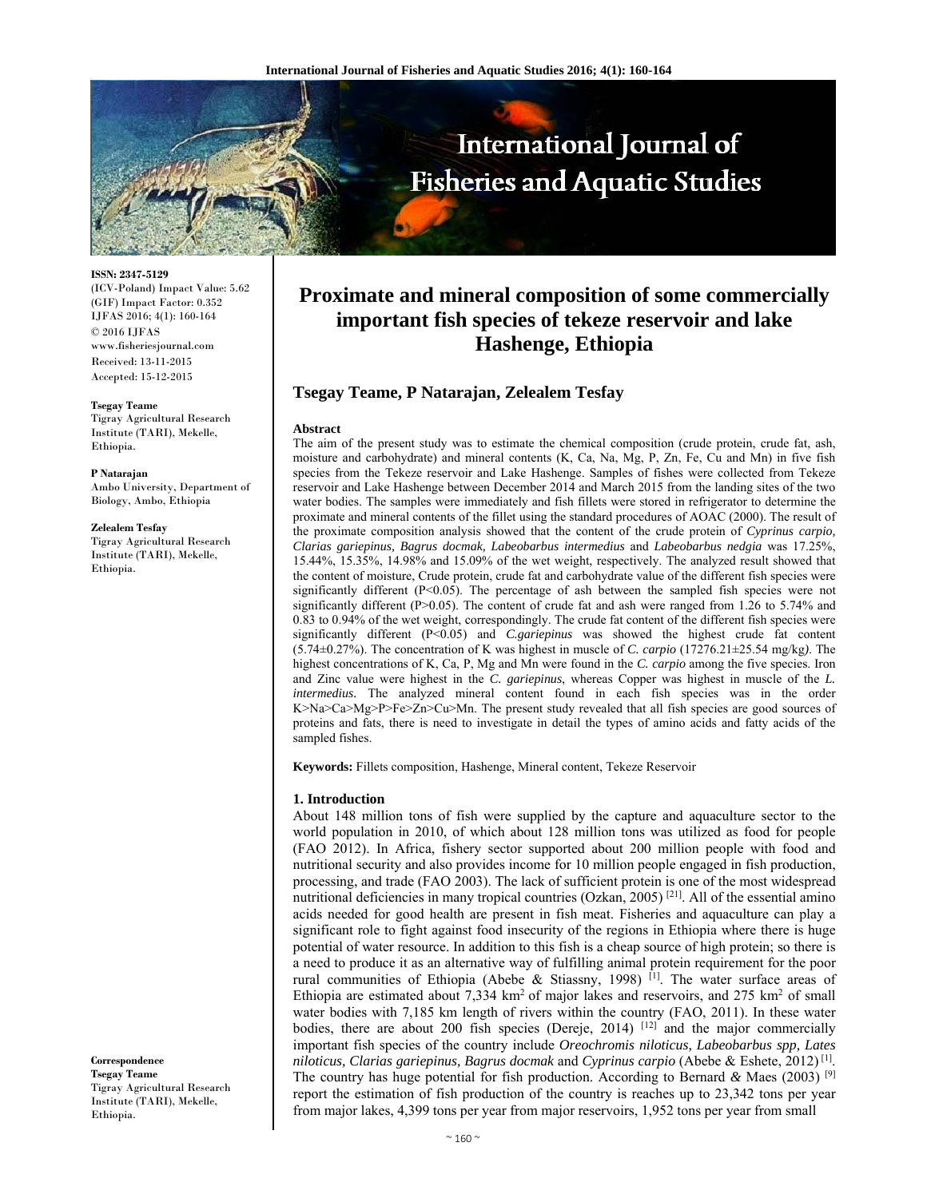# Proximate and mineral composition of some commercially important fish species of tekeze reservoir and lake Hashenge, Ethiopia

**Tsegay Teame, P Natarajan, Zelealem Tesfay**

ISSN: 2347-5129
(ICV-Poland) Impact Value: 5.62
(GIF) Impact Factor: 0.352
IJFAS 2016; 4(1): 160-164
© 2016 IJFAS
www.fisheriesjournal.com
Received: 13-11-2015
Accepted: 15-12-2015

**Tsegay Teame**
Tigray Agricultural Research Institute (TARI), Mekelle, Ethiopia.

**P Natarajan**
Ambo University, Department of Biology, Ambo, Ethiopia

**Zelealem Tesfay**
Tigray Agricultural Research Institute (TARI), Mekelle, Ethiopia.

**Correspondence**
**Tsegay Teame**
Tigray Agricultural Research Institute (TARI), Mekelle, Ethiopia.

### Abstract

The aim of the present study was to estimate the chemical composition (crude protein, crude fat, ash, moisture and carbohydrate) and mineral contents (K, Ca, Na, Mg, P, Zn, Fe, Cu and Mn) in five fish species from the Tekeze reservoir and Lake Hashenge. Samples of fishes were collected from Tekeze reservoir and Lake Hashenge between December 2014 and March 2015 from the landing sites of the two water bodies. The samples were immediately and fish fillets were stored in refrigerator to determine the proximate and mineral contents of the fillet using the standard procedures of AOAC (2000). The result of the proximate composition analysis showed that the content of the crude protein of *Cyprinus carpio, Clarias gariepinus, Bagrus docmak, Labeobarbus intermedius* and *Labeobarbus nedgia* was 17.25%, 15.44%, 15.35%, 14.98% and 15.09% of the wet weight, respectively. The analyzed result showed that the content of moisture, Crude protein, crude fat and carbohydrate value of the different fish species were significantly different ($P<0.05$). The percentage of ash between the sampled fish species were not significantly different ($P>0.05$). The content of crude fat and ash were ranged from 1.26 to 5.74% and 0.83 to 0.94% of the wet weight, correspondingly. The crude fat content of the different fish species were significantly different ($P<0.05$) and *C.gariepinus* was showed the highest crude fat content (5.74±0.27%). The concentration of K was highest in muscle of *C. carpio* (17276.21±25.54 mg/kg*)*. The highest concentrations of K, Ca, P, Mg and Mn were found in the *C. carpio* among the five species. Iron and Zinc value were highest in the *C. gariepinus*, whereas Copper was highest in muscle of the *L. intermedius*. The analyzed mineral content found in each fish species was in the order K>Na>Ca>Mg>P>Fe>Zn>Cu>Mn. The present study revealed that all fish species are good sources of proteins and fats, there is need to investigate in detail the types of amino acids and fatty acids of the sampled fishes.

**Keywords:** Fillets composition, Hashenge, Mineral content, Tekeze Reservoir

## 1. Introduction

About 148 million tons of fish were supplied by the capture and aquaculture sector to the world population in 2010, of which about 128 million tons was utilized as food for people (FAO 2012). In Africa, fishery sector supported about 200 million people with food and nutritional security and also provides income for 10 million people engaged in fish production, processing, and trade (FAO 2003). The lack of sufficient protein is one of the most widespread nutritional deficiencies in many tropical countries (Ozkan, 2005) [21]. All of the essential amino acids needed for good health are present in fish meat. Fisheries and aquaculture can play a significant role to fight against food insecurity of the regions in Ethiopia where there is huge potential of water resource. In addition to this fish is a cheap source of high protein; so there is a need to produce it as an alternative way of fulfilling animal protein requirement for the poor rural communities of Ethiopia (Abebe & Stiassny, 1998) [1]. The water surface areas of Ethiopia are estimated about 7,334 km$^2$ of major lakes and reservoirs, and 275 km$^2$ of small water bodies with 7,185 km length of rivers within the country (FAO, 2011). In these water bodies, there are about 200 fish species (Dereje, 2014) [12] and the major commercially important fish species of the country include *Oreochromis niloticus, Labeobarbus spp, Lates niloticus, Clarias gariepinus, Bagrus docmak* and *Cyprinus carpio* (Abebe & Eshete, 2012) [1]. The country has huge potential for fish production. According to Bernard & Maes (2003) [9] report the estimation of fish production of the country is reaches up to 23,342 tons per year from major lakes, 4,399 tons per year from major reservoirs, 1,952 tons per year from small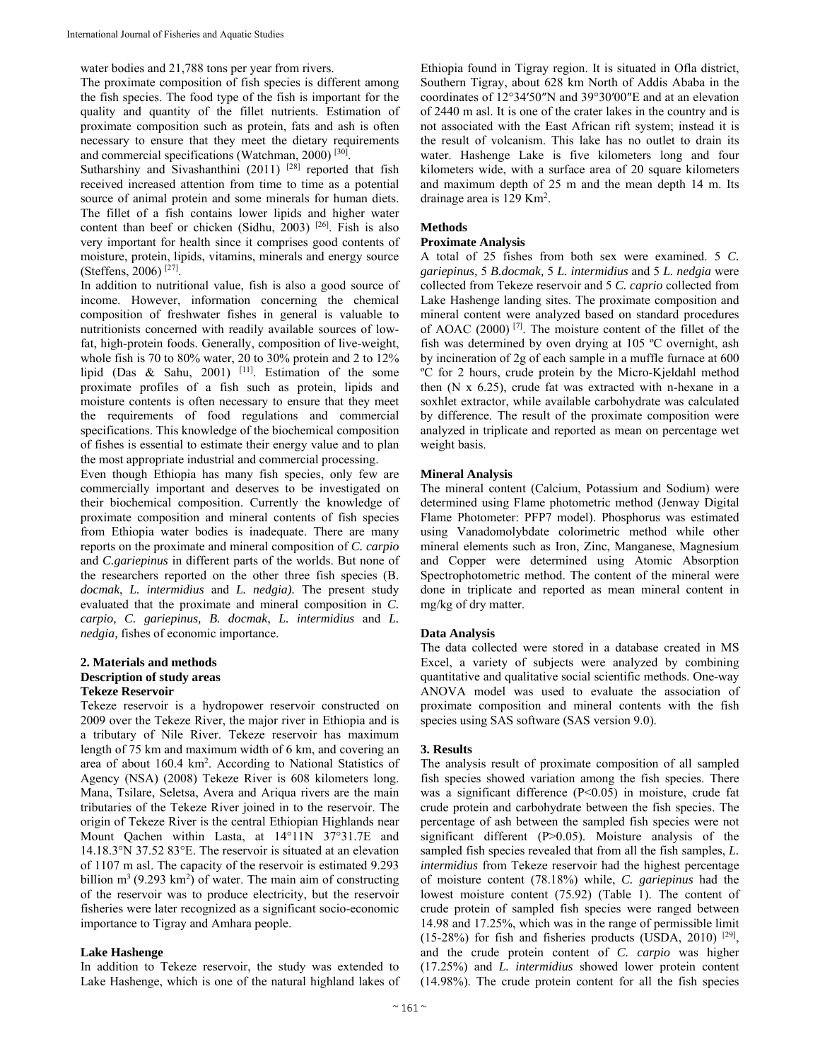water bodies and 21,788 tons per year from rivers.

The proximate composition of fish species is different among the fish species. The food type of the fish is important for the quality and quantity of the fillet nutrients. Estimation of proximate composition such as protein, fats and ash is often necessary to ensure that they meet the dietary requirements and commercial specifications (Watchman, 2000) [30].

Sutharshiny and Sivashanthini (2011) [28] reported that fish received increased attention from time to time as a potential source of animal protein and some minerals for human diets. The fillet of a fish contains lower lipids and higher water content than beef or chicken (Sidhu, 2003) [26]. Fish is also very important for health since it comprises good contents of moisture, protein, lipids, vitamins, minerals and energy source (Steffens, 2006) [27].

In addition to nutritional value, fish is also a good source of income. However, information concerning the chemical composition of freshwater fishes in general is valuable to nutritionists concerned with readily available sources of low-fat, high-protein foods. Generally, composition of live-weight, whole fish is 70 to 80% water, 20 to 30% protein and 2 to 12% lipid (Das & Sahu, 2001) [11]. Estimation of the some proximate profiles of a fish such as protein, lipids and moisture contents is often necessary to ensure that they meet the requirements of food regulations and commercial specifications. This knowledge of the biochemical composition of fishes is essential to estimate their energy value and to plan the most appropriate industrial and commercial processing.

Even though Ethiopia has many fish species, only few are commercially important and deserves to be investigated on their biochemical composition. Currently the knowledge of proximate composition and mineral contents of fish species from Ethiopia water bodies is inadequate. There are many reports on the proximate and mineral composition of *C. carpio* and *C.gariepinus* in different parts of the worlds. But none of the researchers reported on the other three fish species (*B. docmak*, *L. intermidius* and *L. nedgia)*. The present study evaluated that the proximate and mineral composition in *C. carpio, C. gariepinus, B. docmak*, *L. intermidius* and *L. nedgia,* fishes of economic importance.

## 2. Materials and methods

### Description of study areas

#### Tekeze Reservoir

Tekeze reservoir is a hydropower reservoir constructed on 2009 over the Tekeze River, the major river in Ethiopia and is a tributary of Nile River. Tekeze reservoir has maximum length of 75 km and maximum width of 6 km, and covering an area of about 160.4 km$^2$. According to National Statistics of Agency (NSA) (2008) Tekeze River is 608 kilometers long. Mana, Tsilare, Seletsa, Avera and Ariqua rivers are the main tributaries of the Tekeze River joined in to the reservoir. The origin of Tekeze River is the central Ethiopian Highlands near Mount Qachen within Lasta, at 14°11N 37°31.7E and 14.18.3°N 37.52 83°E. The reservoir is situated at an elevation of 1107 m asl. The capacity of the reservoir is estimated 9.293 billion m$^3$ (9.293 km$^2$) of water. The main aim of constructing of the reservoir was to produce electricity, but the reservoir fisheries were later recognized as a significant socio-economic importance to Tigray and Amhara people.

#### Lake Hashenge

In addition to Tekeze reservoir, the study was extended to Lake Hashenge, which is one of the natural highland lakes of Ethiopia found in Tigray region. It is situated in Ofla district, Southern Tigray, about 628 km North of Addis Ababa in the coordinates of 12°34′50″N and 39°30′00″E and at an elevation of 2440 m asl. It is one of the crater lakes in the country and is not associated with the East African rift system; instead it is the result of volcanism. This lake has no outlet to drain its water. Hashenge Lake is five kilometers long and four kilometers wide, with a surface area of 20 square kilometers and maximum depth of 25 m and the mean depth 14 m. Its drainage area is 129 Km$^2$.

### Methods

#### Proximate Analysis

A total of 25 fishes from both sex were examined. 5 *C. gariepinus,* 5 *B.docmak,* 5 *L. intermidius* and 5 *L. nedgia* were collected from Tekeze reservoir and 5 *C. caprio* collected from Lake Hashenge landing sites. The proximate composition and mineral content were analyzed based on standard procedures of AOAC (2000) [7]. The moisture content of the fillet of the fish was determined by oven drying at 105 ºC overnight, ash by incineration of 2g of each sample in a muffle furnace at 600 ºC for 2 hours, crude protein by the Micro-Kjeldahl method then (N x 6.25), crude fat was extracted with n-hexane in a soxhlet extractor, while available carbohydrate was calculated by difference. The result of the proximate composition were analyzed in triplicate and reported as mean on percentage wet weight basis.

#### Mineral Analysis

The mineral content (Calcium, Potassium and Sodium) were determined using Flame photometric method (Jenway Digital Flame Photometer: PFP7 model). Phosphorus was estimated using Vanadomolybdate colorimetric method while other mineral elements such as Iron, Zinc, Manganese, Magnesium and Copper were determined using Atomic Absorption Spectrophotometric method. The content of the mineral were done in triplicate and reported as mean mineral content in mg/kg of dry matter.

#### Data Analysis

The data collected were stored in a database created in MS Excel, a variety of subjects were analyzed by combining quantitative and qualitative social scientific methods. One-way ANOVA model was used to evaluate the association of proximate composition and mineral contents with the fish species using SAS software (SAS version 9.0).

## 3. Results

The analysis result of proximate composition of all sampled fish species showed variation among the fish species. There was a significant difference ($P<0.05$) in moisture, crude fat crude protein and carbohydrate between the fish species. The percentage of ash between the sampled fish species were not significant different ($P>0.05$). Moisture analysis of the sampled fish species revealed that from all the fish samples, *L. intermidius* from Tekeze reservoir had the highest percentage of moisture content (78.18%) while, *C. gariepinus* had the lowest moisture content (75.92) (Table 1). The content of crude protein of sampled fish species were ranged between 14.98 and 17.25%, which was in the range of permissible limit (15-28%) for fish and fisheries products (USDA, 2010) [29], and the crude protein content of *C. carpio* was higher (17.25%) and *L. intermidius* showed lower protein content (14.98%). The crude protein content for all the fish species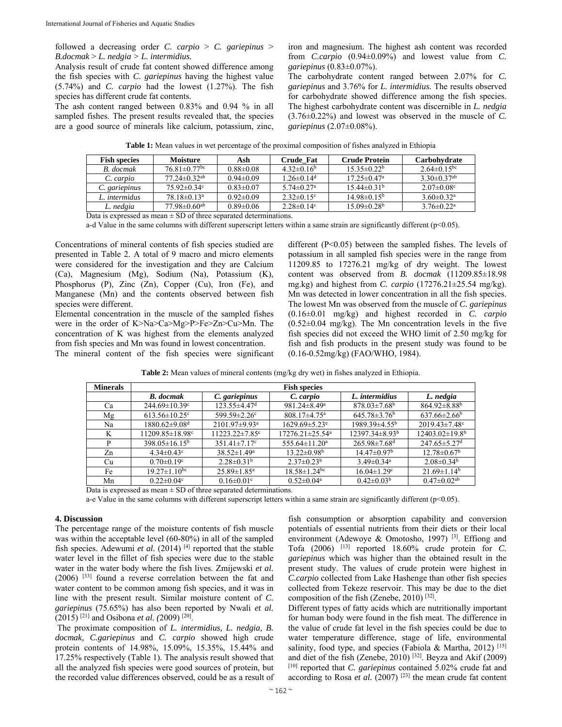followed a decreasing order *C. carpio* > *C. gariepinus* > *B.docmak* > *L. nedgia* > *L. intermidius.*

Analysis result of crude fat content showed difference among the fish species with *C. gariepinus* having the highest value (5.74%) and *C. carpio* had the lowest (1.27%). The fish species has different crude fat contents.

The ash content ranged between 0.83% and 0.94 % in all sampled fishes. The present results revealed that, the species are a good source of minerals like calcium, potassium, zinc, iron and magnesium. The highest ash content was recorded from *C.carpio* (0.94±0.09%) and lowest value from *C. gariepinus* (0.83±0.07%).

The carbohydrate content ranged between 2.07% for *C. gariepinus* and 3.76% for *L. intermidius.* The results observed for carbohydrate showed difference among the fish species. The highest carbohydrate content was discernible in *L. nedgia* (3.76±0.22%) and lowest was observed in the muscle of *C. gariepinus* (2.07±0.08%).

**Table 1:** Mean values in wet percentage of the proximal composition of fishes analyzed in Ethiopia

| Fish species | Moisture | Ash | Crude_Fat | Crude Protein | Carbohydrate |
|---|---|---|---|---|---|
| *B. docmak* | 76.81±0.77$^{bc}$ | 0.88±0.08 | 4.32±0.16$^{b}$ | 15.35±0.22$^{b}$ | 2.64±0.15$^{bc}$ |
| *C. carpio* | 77.24±0.32$^{ab}$ | 0.94±0.09 | 1.26±0.14$^{d}$ | 17.25±0.47$^{a}$ | 3.30±0.37$^{ab}$ |
| *C. gariepinus* | 75.92±0.34$^{c}$ | 0.83±0.07 | 5.74±0.27$^{a}$ | 15.44±0.31$^{b}$ | 2.07±0.08$^{c}$ |
| *L. intermidus* | 78.18±0.13$^{a}$ | 0.92±0.09 | 2.32±0.15$^{c}$ | 14.98±0.15$^{b}$ | 3.60±0.32$^{a}$ |
| *L. nedgia* | 77.98±0.60$^{ab}$ | 0.89±0.06 | 2.28±0.14$^{c}$ | 15.09±0.28$^{b}$ | 3.76±0.22$^{a}$ |

Data is expressed as mean ± SD of three separated determinations.

a-d Value in the same columns with different superscript letters within a same strain are significantly different ($p<0.05$).

Concentrations of mineral contents of fish species studied are presented in Table 2. A total of 9 macro and micro elements were considered for the investigation and they are Calcium (Ca), Magnesium (Mg), Sodium (Na), Potassium (K), Phosphorus (P), Zinc (Zn), Copper (Cu), Iron (Fe), and Manganese (Mn) and the contents observed between fish species were different.

Elemental concentration in the muscle of the sampled fishes were in the order of K>Na>Ca>Mg>P>Fe>Zn>Cu>Mn. The concentration of K was highest from the elements analyzed from fish species and Mn was found in lowest concentration.

The mineral content of the fish species were significant different ($P<0.05$) between the sampled fishes. The levels of potassium in all sampled fish species were in the range from 11209.85 to 17276.21 mg/kg of dry weight. The lowest content was observed from *B. docmak* (11209.85±18.98 mg.kg) and highest from *C. carpio* (17276.21±25.54 mg/kg). Mn was detected in lower concentration in all the fish species. The lowest Mn was observed from the muscle of *C. gariepinus* (0.16±0.01 mg/kg) and highest recorded in *C. carpio* (0.52±0.04 mg/kg). The Mn concentration levels in the five fish species did not exceed the WHO limit of 2.50 mg/kg for fish and fish products in the present study was found to be (0.16-0.52mg/kg) (FAO/WHO, 1984).

**Table 2:** Mean values of mineral contents (mg/kg dry wet) in fishes analyzed in Ethiopia.

| Minerals | Fish species | | | | |
|---|---|---|---|---|---|
| | ***B. docmak*** | ***C. gariepinus*** | ***C. carpio*** | ***L. intermidius*** | ***L. nedgia*** |
| Ca | 244.69±10.39$^{c}$ | 123.55±4.47$^{d}$ | 981.24±8.49$^{a}$ | 878.03±7.68$^{b}$ | 864.92±8.88$^{b}$ |
| Mg | 613.56±10.25$^{c}$ | 599.59±2.26$^{c}$ | 808.17±4.75$^{a}$ | 645.78±3.76$^{b}$ | 637.66±2.66$^{b}$ |
| Na | 1880.62±9.08$^{d}$ | 2101.97±9.93$^{a}$ | 1629.69±5.23$^{e}$ | 1989.39±4.55$^{b}$ | 2019.43±7.48$^{c}$ |
| K | 11209.85±18.98$^{c}$ | 11223.22±7.85$^{c}$ | 17276.21±25.54$^{a}$ | 12397.34±8.93$^{b}$ | 12403.02±19.8$^{b}$ |
| P | 398.05±16.15$^{b}$ | 351.41±7.17$^{c}$ | 555.64±11.20$^{a}$ | 265.98±7.68$^{d}$ | 247.65±5.27$^{d}$ |
| Zn | 4.34±0.43$^{c}$ | 38.52±1.49$^{a}$ | 13.22±0.98$^{b}$ | 14.47±0.97$^{b}$ | 12.78±0.67$^{b}$ |
| Cu | 0.70±0.19$^{c}$ | 2.28±0.31$^{b}$ | 2.37±0.23$^{b}$ | 3.49±0.34$^{a}$ | 2.08±0.34$^{b}$ |
| Fe | 19.27±1.10$^{bc}$ | 25.89±1.85$^{a}$ | 18.58±1.24$^{bc}$ | 16.04±1.29$^{c}$ | 21.69±1.14$^{b}$ |
| Mn | 0.22±0.04$^{c}$ | 0.16±0.01$^{c}$ | 0.52±0.04$^{a}$ | 0.42±0.03$^{b}$ | 0.47±0.02$^{ab}$ |

Data is expressed as mean ± SD of three separated determinations.

a-e Value in the same columns with different superscript letters within a same strain are significantly different ($p<0.05$).

## 4. Discussion

The percentage range of the moisture contents of fish muscle was within the acceptable level (60-80%) in all of the sampled fish species. Adewumi *et al.* (2014) [4] reported that the stable water level in the fillet of fish species were due to the stable water in the water body where the fish lives. Zmijewski *et al.* (2006) [33] found a reverse correlation between the fat and water content to be common among fish species, and it was in line with the present result. Similar moisture content of *C. gariepinus* (75.65%) has also been reported by Nwali *et al.* (2015) [21] and Osibona *et al.* (2009) [20].

The proximate composition of *L. intermidius, L. nedgia, B. docmak, C.gariepinus* and *C. carpio* showed high crude protein contents of 14.98%, 15.09%, 15.35%, 15.44% and 17.25% respectively (Table 1). The analysis result showed that all the analyzed fish species were good sources of protein, but the recorded value differences observed, could be as a result of fish consumption or absorption capability and conversion potentials of essential nutrients from their diets or their local environment (Adewoye & Omotosho, 1997) [3]. Effiong and Tofa (2006) [13] reported 18.60% crude protein for *C. gariepinus* which was higher than the obtained result in the present study. The values of crude protein were highest in *C.carpio* collected from Lake Hashenge than other fish species collected from Tekeze reservoir. This may be due to the diet composition of the fish (Zenebe, 2010) [32].

Different types of fatty acids which are nutritionally important for human body were found in the fish meat. The difference in the value of crude fat level in the fish species could be due to water temperature difference, stage of life, environmental salinity, food type, and species (Fabiola & Martha, 2012) [15] and diet of the fish (Zenebe, 2010) [32]. Beyza and Akif (2009) [10] reported that *C. gariepinus* contained 5.02% crude fat and according to Rosa *et al.* (2007) [23] the mean crude fat content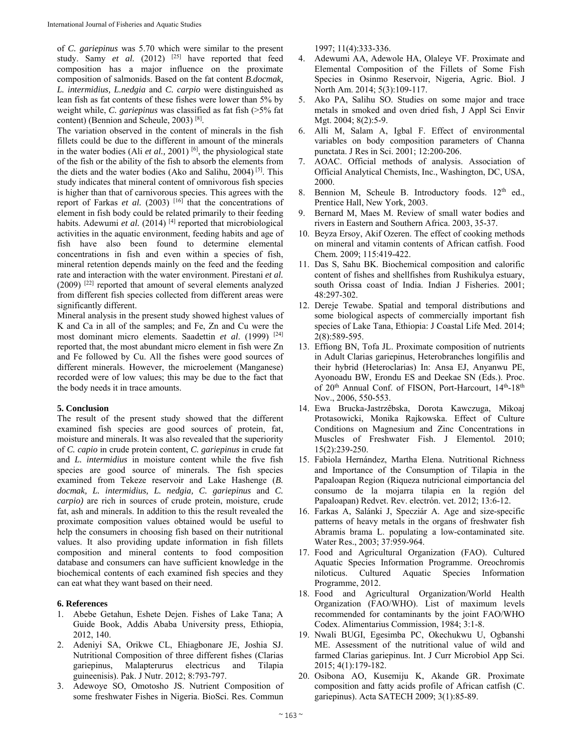of *C. gariepinus* was 5.70 which were similar to the present study. Samy *et al.* (2012) [25] have reported that feed composition has a major influence on the proximate composition of salmonids. Based on the fat content *B.docmak, L. intermidius, L.nedgia* and *C. carpio* were distinguished as lean fish as fat contents of these fishes were lower than 5% by weight while, *C. gariepinus* was classified as fat fish (>5% fat content) (Bennion and Scheule, 2003) [8].

The variation observed in the content of minerals in the fish fillets could be due to the different in amount of the minerals in the water bodies (Ali *et al.,* 2001) [6], the physiological state of the fish or the ability of the fish to absorb the elements from the diets and the water bodies (Ako and Salihu, 2004) [5]. This study indicates that mineral content of omnivorous fish species is higher than that of carnivorous species. This agrees with the report of Farkas *et al.* (2003) [16] that the concentrations of element in fish body could be related primarily to their feeding habits. Adewumi *et al.* (2014) [4] reported that microbiological activities in the aquatic environment, feeding habits and age of fish have also been found to determine elemental concentrations in fish and even within a species of fish, mineral retention depends mainly on the feed and the feeding rate and interaction with the water environment. Pirestani *et al.* (2009) [22] reported that amount of several elements analyzed from different fish species collected from different areas were significantly different.

Mineral analysis in the present study showed highest values of K and Ca in all of the samples; and Fe, Zn and Cu were the most dominant micro elements. Saadettin *et al*. (1999) [24] reported that, the most abundant micro element in fish were Zn and Fe followed by Cu. All the fishes were good sources of different minerals. However, the microelement (Manganese) recorded were of low values; this may be due to the fact that the body needs it in trace amounts.

## 5. Conclusion

The result of the present study showed that the different examined fish species are good sources of protein, fat, moisture and minerals. It was also revealed that the superiority of *C. capio* in crude protein content, *C. gariepinus* in crude fat and *L. intermidius* in moisture content while the five fish species are good source of minerals. The fish species examined from Tekeze reservoir and Lake Hashenge (*B. docmak, L. intermidius, L. nedgia, C. gariepinus* and *C. carpio)* are rich in sources of crude protein, moisture, crude fat, ash and minerals. In addition to this the result revealed the proximate composition values obtained would be useful to help the consumers in choosing fish based on their nutritional values. It also providing update information in fish fillets composition and mineral contents to food composition database and consumers can have sufficient knowledge in the biochemical contents of each examined fish species and they can eat what they want based on their need.

## 6. References

1. Abebe Getahun, Eshete Dejen. Fishes of Lake Tana; A Guide Book, Addis Ababa University press, Ethiopia, 2012, 140.
2. Adeniyi SA, Orikwe CL, Ehiagbonare JE, Joshia SJ. Nutritional Composition of three different fishes (Clarias gariepinus, Malapterurus electricus and Tilapia guineenisis). Pak. J Nutr. 2012; 8:793-797.
3. Adewoye SO, Omotosho JS. Nutrient Composition of some freshwater Fishes in Nigeria. BioSci. Res. Commun 1997; 11(4):333-336.
4. Adewumi AA, Adewole HA, Olaleye VF. Proximate and Elemental Composition of the Fillets of Some Fish Species in Osinmo Reservoir, Nigeria, Agric. Biol. J North Am. 2014; 5(3):109-117.
5. Ako PA, Salihu SO. Studies on some major and trace metals in smoked and oven dried fish, J Appl Sci Envir Mgt. 2004; 8(2):5-9.
6. Alli M, Salam A, Igbal F. Effect of environmental variables on body composition parameters of Channa punctata. J Res in Sci. 2001; 12:200-206.
7. AOAC. Official methods of analysis. Association of Official Analytical Chemists, Inc., Washington, DC, USA, 2000.
8. Bennion M, Scheule B. Introductory foods. 12th ed., Prentice Hall, New York, 2003.
9. Bernard M, Maes M. Review of small water bodies and rivers in Eastern and Southern Africa. 2003, 35-37.
10. Beyza Ersoy, Akif Ozeren. The effect of cooking methods on mineral and vitamin contents of African catfish. Food Chem*.* 2009; 115:419-422.
11. Das S, Sahu BK. Biochemical composition and calorific content of fishes and shellfishes from Rushikulya estuary, south Orissa coast of India. Indian J Fisheries. 2001; 48:297-302.
12. Dereje Tewabe. Spatial and temporal distributions and some biological aspects of commercially important fish species of Lake Tana, Ethiopia: J Coastal Life Med. 2014; 2(8):589-595.
13. Effiong BN, Tofa JL. Proximate composition of nutrients in Adult Clarias gariepinus, Heterobranches longifilis and their hybrid (Heteroclarias) In: Ansa EJ, Anyanwu PE, Ayonoadu BW, Erondu ES and Deekae SN (Eds.). Proc. of 20th Annual Conf. of FISON, Port-Harcourt, 14th-18th Nov., 2006, 550-553.
14. Ewa Brucka-Jastrzêbska, Dorota Kawczuga, Mikoaj Protasowicki, Monika Rajkowska. Effect of Culture Conditions on Magnesium and Zinc Concentrations in Muscles of Freshwater Fish. J Elementol*.* 2010; 15(2):239-250.
15. Fabiola Hernández, Martha Elena. Nutritional Richness and Importance of the Consumption of Tilapia in the Papaloapan Region (Riqueza nutricional eimportancia del consumo de la mojarra tilapia en la región del Papaloapan) Redvet. Rev. electrón. vet. 2012; 13:6-12.
16. Farkas A, Salánki J, Specziár A. Age and size-specific patterns of heavy metals in the organs of freshwater fish Abramis brama L. populating a low-contaminated site. Water Res., 2003; 37:959-964.
17. Food and Agricultural Organization (FAO). Cultured Aquatic Species Information Programme. Oreochromis niloticus. Cultured Aquatic Species Information Programme, 2012.
18. Food and Agricultural Organization/World Health Organization (FAO/WHO). List of maximum levels recommended for contaminants by the joint FAO/WHO Codex. Alimentarius Commission, 1984; 3:1-8.
19. Nwali BUGI, Egesimba PC, Okechukwu U, Ogbanshi ME. Assessment of the nutritional value of wild and farmed Clarias gariepinus. Int. J Curr Microbiol App Sci. 2015; 4(1):179-182.
20. Osibona AO, Kusemiju K, Akande GR. Proximate composition and fatty acids profile of African catfish (C. gariepinus). Acta SATECH 2009; 3(1):85-89.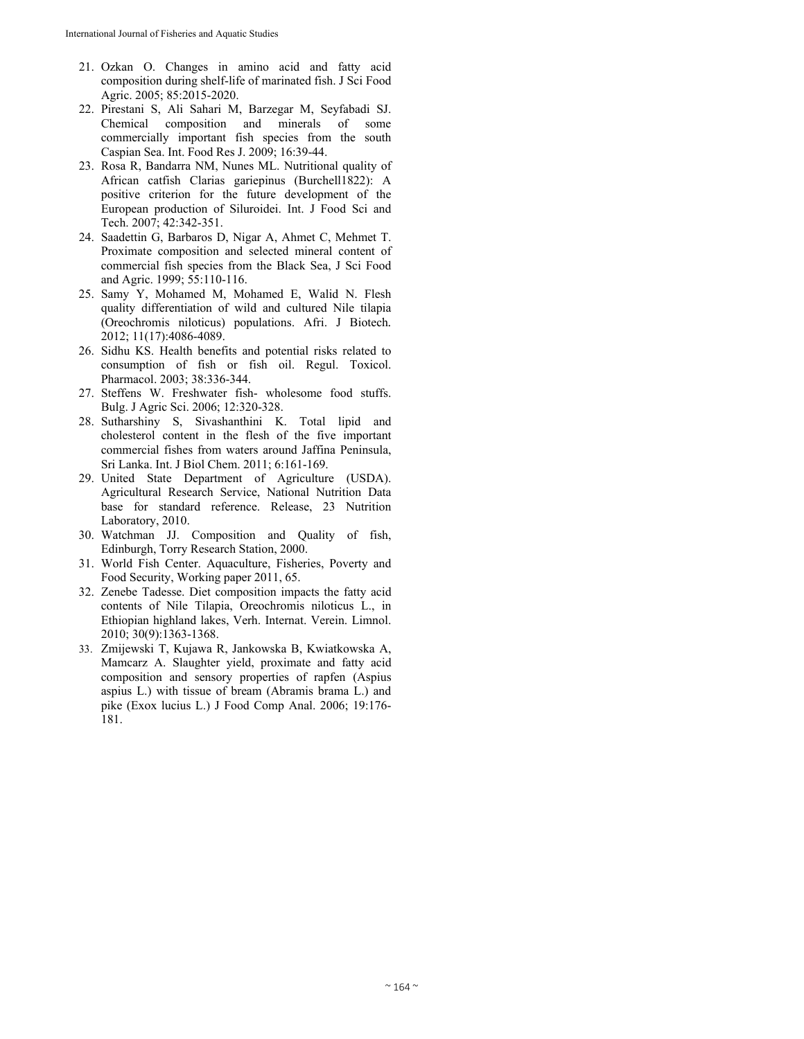21. Ozkan O. Changes in amino acid and fatty acid composition during shelf-life of marinated fish. J Sci Food Agric. 2005; 85:2015-2020.
22. Pirestani S, Ali Sahari M, Barzegar M, Seyfabadi SJ. Chemical composition and minerals of some commercially important fish species from the south Caspian Sea. Int. Food Res J. 2009; 16:39-44.
23. Rosa R, Bandarra NM, Nunes ML. Nutritional quality of African catfish Clarias gariepinus (Burchell1822): A positive criterion for the future development of the European production of Siluroidei. Int. J Food Sci and Tech. 2007; 42:342-351.
24. Saadettin G, Barbaros D, Nigar A, Ahmet C, Mehmet T. Proximate composition and selected mineral content of commercial fish species from the Black Sea, J Sci Food and Agric. 1999; 55:110-116.
25. Samy Y, Mohamed M, Mohamed E, Walid N. Flesh quality differentiation of wild and cultured Nile tilapia (Oreochromis niloticus) populations. Afri. J Biotech. 2012; 11(17):4086-4089.
26. Sidhu KS. Health benefits and potential risks related to consumption of fish or fish oil. Regul. Toxicol. Pharmacol. 2003; 38:336-344.
27. Steffens W. Freshwater fish- wholesome food stuffs. Bulg. J Agric Sci. 2006; 12:320-328.
28. Sutharshiny S, Sivashanthini K. Total lipid and cholesterol content in the flesh of the five important commercial fishes from waters around Jaffina Peninsula, Sri Lanka. Int. J Biol Chem. 2011; 6:161-169.
29. United State Department of Agriculture (USDA). Agricultural Research Service, National Nutrition Data base for standard reference. Release, 23 Nutrition Laboratory, 2010.
30. Watchman JJ. Composition and Quality of fish, Edinburgh, Torry Research Station, 2000.
31. World Fish Center. Aquaculture, Fisheries, Poverty and Food Security, Working paper 2011, 65.
32. Zenebe Tadesse. Diet composition impacts the fatty acid contents of Nile Tilapia, Oreochromis niloticus L., in Ethiopian highland lakes, Verh. Internat. Verein. Limnol. 2010; 30(9):1363-1368.
33. Zmijewski T, Kujawa R, Jankowska B, Kwiatkowska A, Mamcarz A. Slaughter yield, proximate and fatty acid composition and sensory properties of rapfen (Aspius aspius L.) with tissue of bream (Abramis brama L.) and pike (Exox lucius L.) J Food Comp Anal. 2006; 19:176-181.